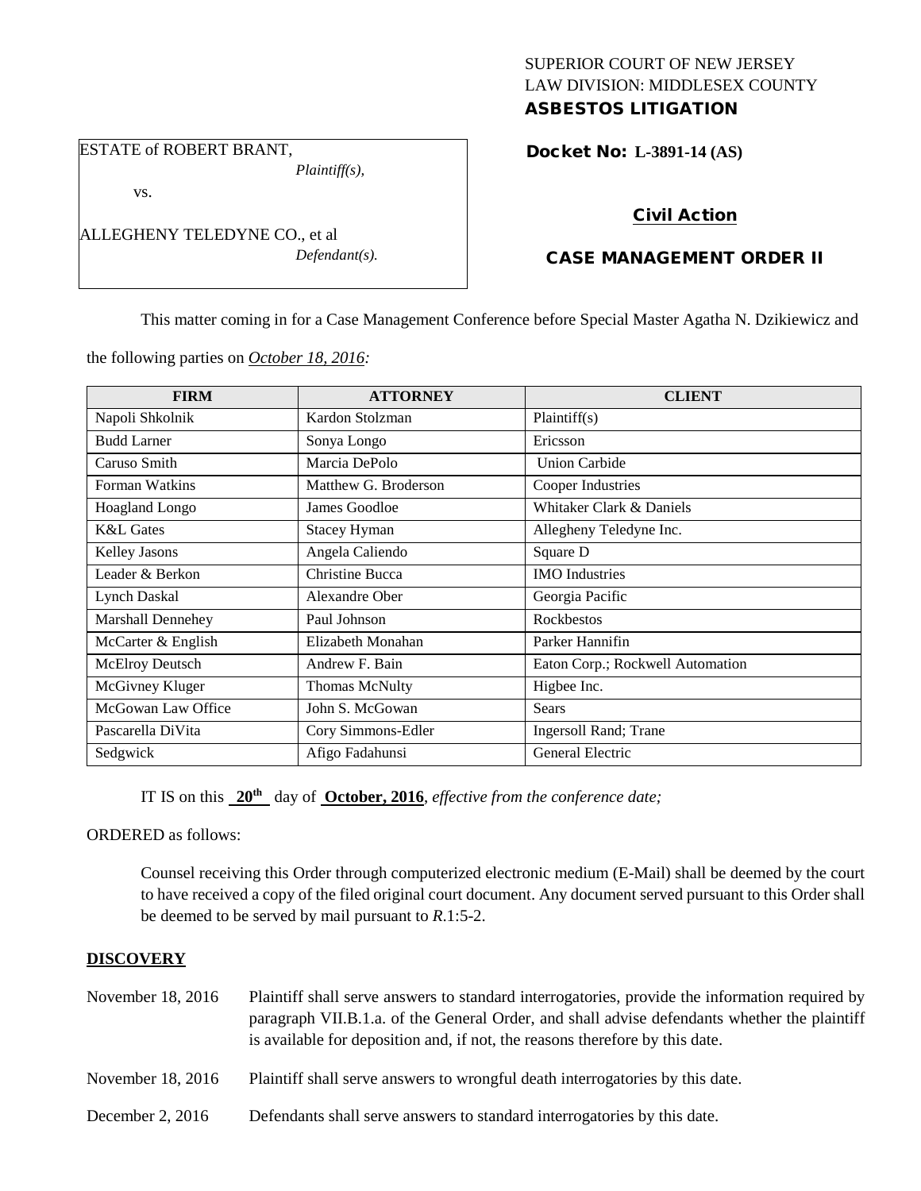SUPERIOR COURT OF NEW JERSEY
LAW DIVISION: MIDDLESEX COUNTY
**ASBESTOS LITIGATION**

ESTATE of ROBERT BRANT,
*Plaintiff(s),*
vs.
ALLEGHENY TELEDYNE CO., et al
*Defendant(s).*

**Docket No: L-3891-14 (AS)**

**Civil Action**

**CASE MANAGEMENT ORDER II**

This matter coming in for a Case Management Conference before Special Master Agatha N. Dzikiewicz and the following parties on *October 18, 2016:*

| FIRM | ATTORNEY | CLIENT |
|---|---|---|
| Napoli Shkolnik | Kardon Stolzman | Plaintiff(s) |
| Budd Larner | Sonya Longo | Ericsson |
| Caruso Smith | Marcia DePolo | Union Carbide |
| Forman Watkins | Matthew G. Broderson | Cooper Industries |
| Hoagland Longo | James Goodloe | Whitaker Clark & Daniels |
| K&L Gates | Stacey Hyman | Allegheny Teledyne Inc. |
| Kelley Jasons | Angela Caliendo | Square D |
| Leader & Berkon | Christine Bucca | IMO Industries |
| Lynch Daskal | Alexandre Ober | Georgia Pacific |
| Marshall Dennehey | Paul Johnson | Rockbestos |
| McCarter & English | Elizabeth Monahan | Parker Hannifin |
| McElroy Deutsch | Andrew F. Bain | Eaton Corp.; Rockwell Automation |
| McGivney Kluger | Thomas McNulty | Higbee Inc. |
| McGowan Law Office | John S. McGowan | Sears |
| Pascarella DiVita | Cory Simmons-Edler | Ingersoll Rand; Trane |
| Sedgwick | Afigo Fadahunsi | General Electric |

IT IS on this **20th** day of **October, 2016**, *effective from the conference date;*

ORDERED as follows:

Counsel receiving this Order through computerized electronic medium (E-Mail) shall be deemed by the court to have received a copy of the filed original court document. Any document served pursuant to this Order shall be deemed to be served by mail pursuant to *R*.1:5-2.

**DISCOVERY**

November 18, 2016 — Plaintiff shall serve answers to standard interrogatories, provide the information required by paragraph VII.B.1.a. of the General Order, and shall advise defendants whether the plaintiff is available for deposition and, if not, the reasons therefore by this date.

November 18, 2016 — Plaintiff shall serve answers to wrongful death interrogatories by this date.

December 2, 2016 — Defendants shall serve answers to standard interrogatories by this date.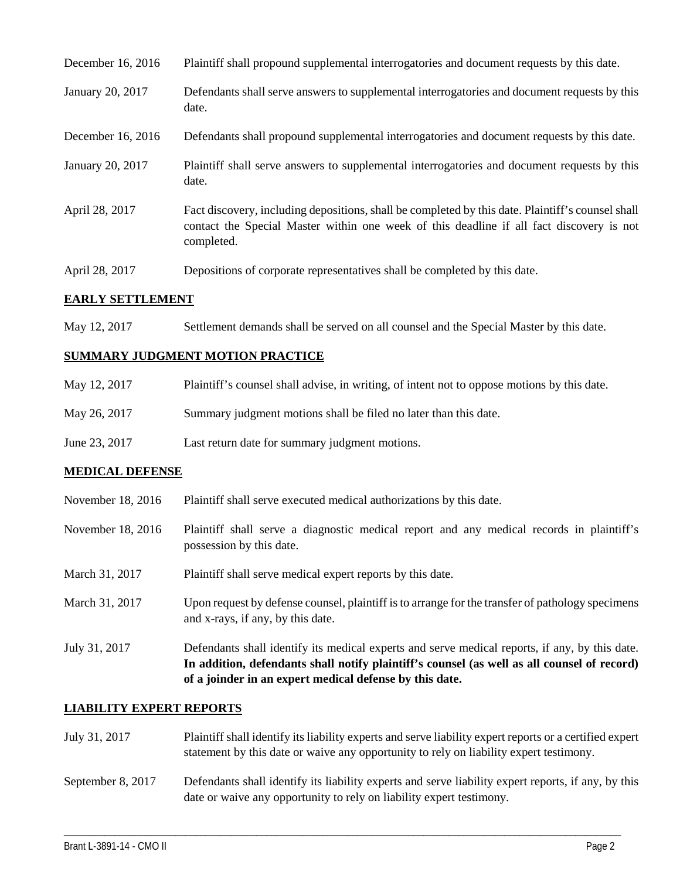| | |
|---|---|
| December 16, 2016 | Plaintiff shall propound supplemental interrogatories and document requests by this date. |
| January 20, 2017 | Defendants shall serve answers to supplemental interrogatories and document requests by this date. |
| December 16, 2016 | Defendants shall propound supplemental interrogatories and document requests by this date. |
| January 20, 2017 | Plaintiff shall serve answers to supplemental interrogatories and document requests by this date. |
| April 28, 2017 | Fact discovery, including depositions, shall be completed by this date. Plaintiff's counsel shall contact the Special Master within one week of this deadline if all fact discovery is not completed. |
| April 28, 2017 | Depositions of corporate representatives shall be completed by this date. |

**EARLY SETTLEMENT**

| | |
|---|---|
| May 12, 2017 | Settlement demands shall be served on all counsel and the Special Master by this date. |

**SUMMARY JUDGMENT MOTION PRACTICE**

| | |
|---|---|
| May 12, 2017 | Plaintiff's counsel shall advise, in writing, of intent not to oppose motions by this date. |
| May 26, 2017 | Summary judgment motions shall be filed no later than this date. |
| June 23, 2017 | Last return date for summary judgment motions. |

**MEDICAL DEFENSE**

| | |
|---|---|
| November 18, 2016 | Plaintiff shall serve executed medical authorizations by this date. |
| November 18, 2016 | Plaintiff shall serve a diagnostic medical report and any medical records in plaintiff's possession by this date. |
| March 31, 2017 | Plaintiff shall serve medical expert reports by this date. |
| March 31, 2017 | Upon request by defense counsel, plaintiff is to arrange for the transfer of pathology specimens and x-rays, if any, by this date. |
| July 31, 2017 | Defendants shall identify its medical experts and serve medical reports, if any, by this date. **In addition, defendants shall notify plaintiff's counsel (as well as all counsel of record) of a joinder in an expert medical defense by this date.** |

**LIABILITY EXPERT REPORTS**

| | |
|---|---|
| July 31, 2017 | Plaintiff shall identify its liability experts and serve liability expert reports or a certified expert statement by this date or waive any opportunity to rely on liability expert testimony. |
| September 8, 2017 | Defendants shall identify its liability experts and serve liability expert reports, if any, by this date or waive any opportunity to rely on liability expert testimony. |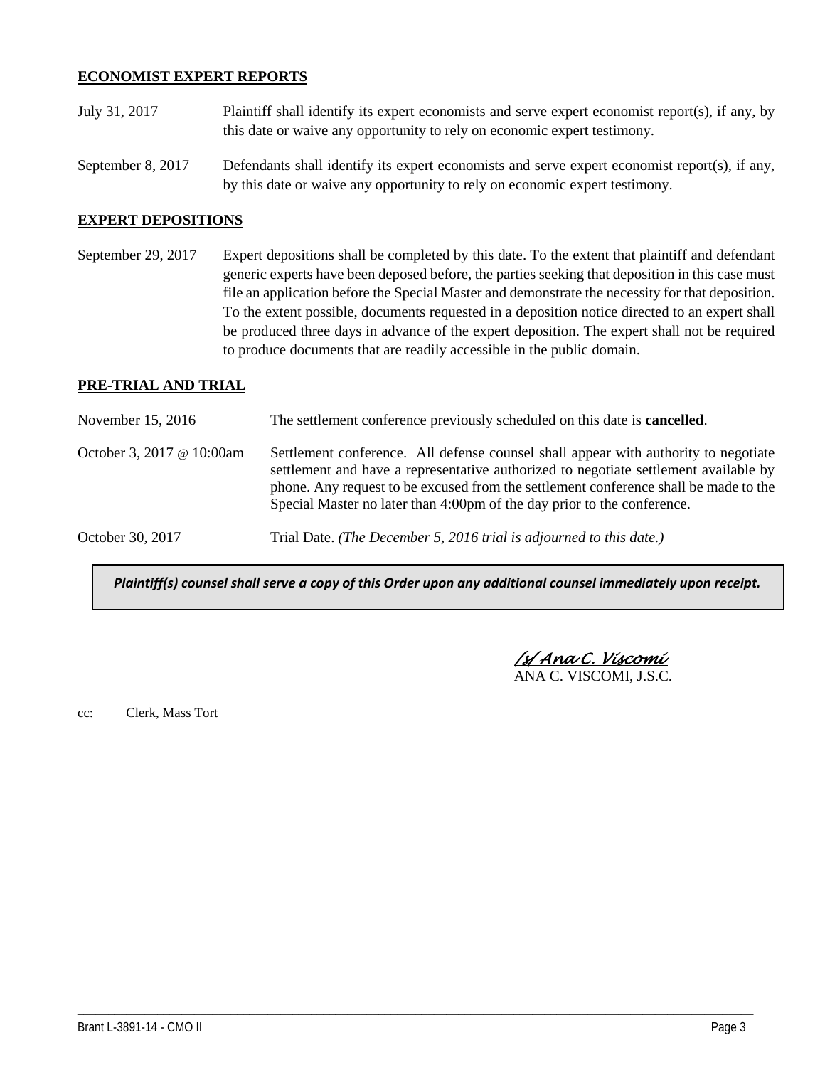**ECONOMIST EXPERT REPORTS**

| | |
|---|---|
| July 31, 2017 | Plaintiff shall identify its expert economists and serve expert economist report(s), if any, by this date or waive any opportunity to rely on economic expert testimony. |
| September 8, 2017 | Defendants shall identify its expert economists and serve expert economist report(s), if any, by this date or waive any opportunity to rely on economic expert testimony. |

**EXPERT DEPOSITIONS**

| | |
|---|---|
| September 29, 2017 | Expert depositions shall be completed by this date. To the extent that plaintiff and defendant generic experts have been deposed before, the parties seeking that deposition in this case must file an application before the Special Master and demonstrate the necessity for that deposition. To the extent possible, documents requested in a deposition notice directed to an expert shall be produced three days in advance of the expert deposition. The expert shall not be required to produce documents that are readily accessible in the public domain. |

**PRE-TRIAL AND TRIAL**

| | |
|---|---|
| November 15, 2016 | The settlement conference previously scheduled on this date is **cancelled**. |
| October 3, 2017 @ 10:00am | Settlement conference. All defense counsel shall appear with authority to negotiate settlement and have a representative authorized to negotiate settlement available by phone. Any request to be excused from the settlement conference shall be made to the Special Master no later than 4:00pm of the day prior to the conference. |
| October 30, 2017 | Trial Date. *(The December 5, 2016 trial is adjourned to this date.)* |

***Plaintiff(s) counsel shall serve a copy of this Order upon any additional counsel immediately upon receipt.***

*/s/ Ana C. Viscomi*
ANA C. VISCOMI, J.S.C.

cc: Clerk, Mass Tort